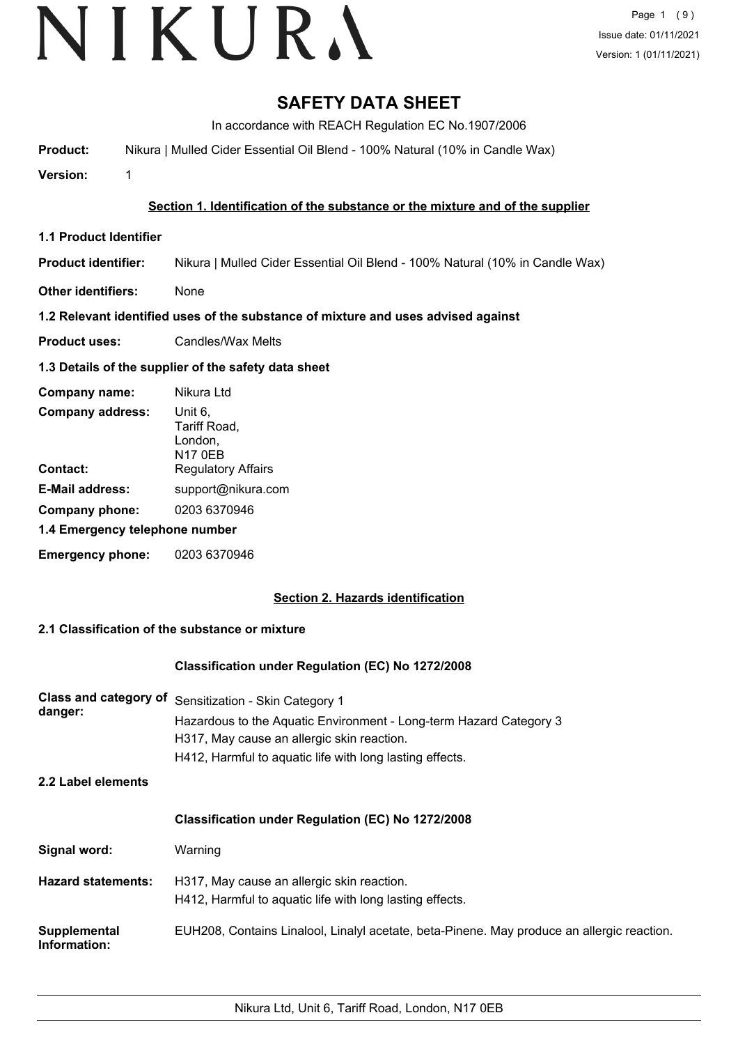# SAFETY DATA SHEET

In accordance with REACH Regulation EC No.1907/2006

**Product:** Nikura | Mulled Cider Essential Oil Blend - 100% Natural (10% in Candle Wax)

**Version:** 1

## Section 1. Identification of the substance or the mixture and of the supplier

### 1.1 Product Identifier

**Product identifier:** Nikura | Mulled Cider Essential Oil Blend - 100% Natural (10% in Candle Wax)

**Other identifiers:** None

### 1.2 Relevant identified uses of the substance of mixture and uses advised against

**Product uses:** Candles/Wax Melts

### 1.3 Details of the supplier of the safety data sheet

**Company name:** Nikura Ltd

**Company address:** Unit 6,
Tariff Road,
London,
N17 0EB

**Contact:** Regulatory Affairs

**E-Mail address:** support@nikura.com

**Company phone:** 0203 6370946

### 1.4 Emergency telephone number

**Emergency phone:** 0203 6370946

## Section 2. Hazards identification

### 2.1 Classification of the substance or mixture

**Classification under Regulation (EC) No 1272/2008**

**Class and category of danger:** Sensitization - Skin Category 1
Hazardous to the Aquatic Environment - Long-term Hazard Category 3
H317, May cause an allergic skin reaction.
H412, Harmful to aquatic life with long lasting effects.

### 2.2 Label elements

**Classification under Regulation (EC) No 1272/2008**

**Signal word:** Warning

**Hazard statements:** H317, May cause an allergic skin reaction.
H412, Harmful to aquatic life with long lasting effects.

**Supplemental Information:** EUH208, Contains Linalool, Linalyl acetate, beta-Pinene. May produce an allergic reaction.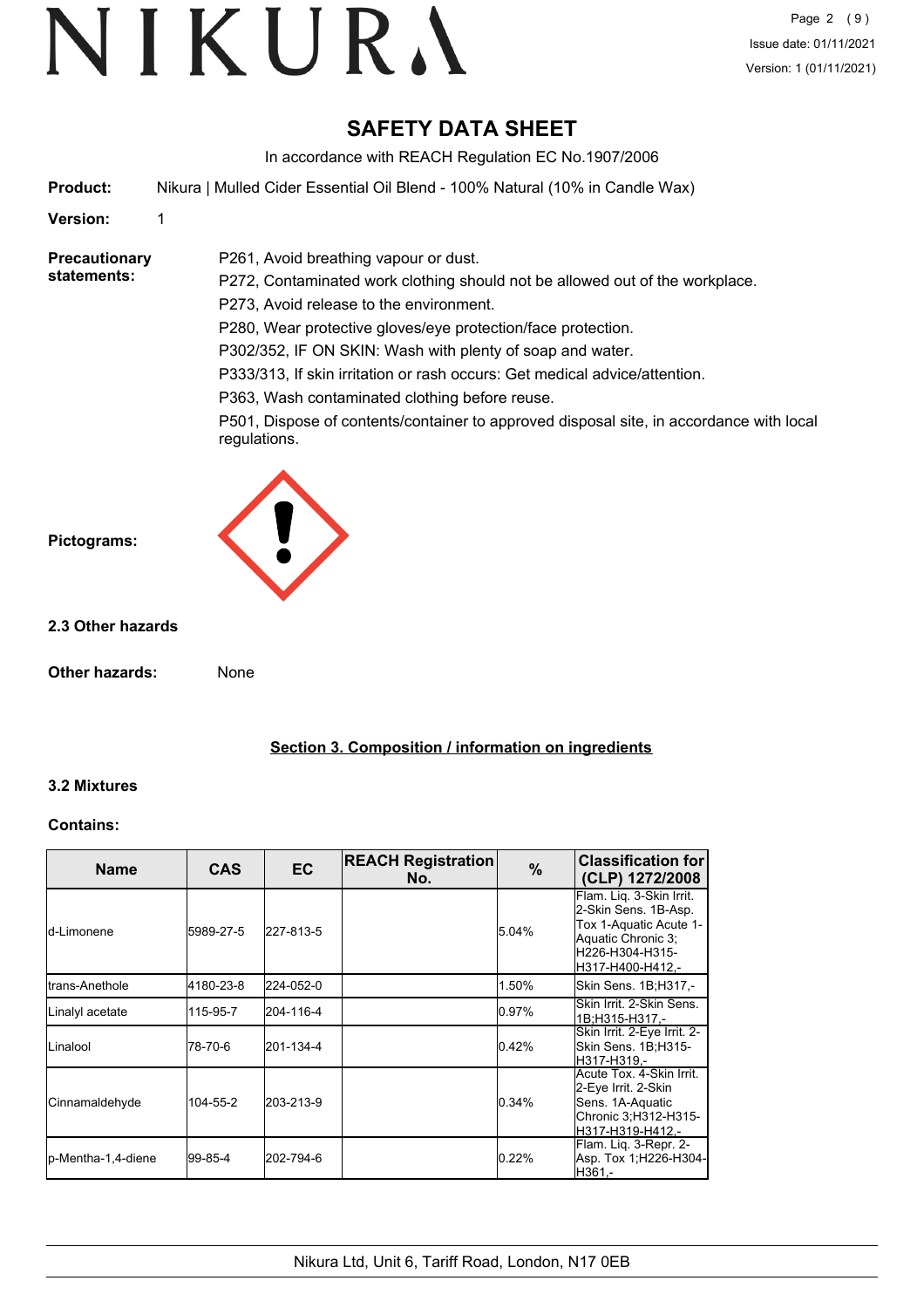# SAFETY DATA SHEET

In accordance with REACH Regulation EC No.1907/2006

**Product:** Nikura | Mulled Cider Essential Oil Blend - 100% Natural (10% in Candle Wax)

**Version:** 1

**Precautionary statements:**

P261, Avoid breathing vapour or dust.

P272, Contaminated work clothing should not be allowed out of the workplace.

P273, Avoid release to the environment.

P280, Wear protective gloves/eye protection/face protection.

P302/352, IF ON SKIN: Wash with plenty of soap and water.

P333/313, If skin irritation or rash occurs: Get medical advice/attention.

P363, Wash contaminated clothing before reuse.

P501, Dispose of contents/container to approved disposal site, in accordance with local regulations.

**Pictograms:**

### 2.3 Other hazards

**Other hazards:** None

## Section 3. Composition / information on ingredients

### 3.2 Mixtures

**Contains:**

| Name | CAS | EC | REACH Registration No. | % | Classification for (CLP) 1272/2008 |
|---|---|---|---|---|---|
| d-Limonene | 5989-27-5 | 227-813-5 | | 5.04% | Flam. Liq. 3-Skin Irrit. 2-Skin Sens. 1B-Asp. Tox 1-Aquatic Acute 1-Aquatic Chronic 3; H226-H304-H315-H317-H400-H412,- |
| trans-Anethole | 4180-23-8 | 224-052-0 | | 1.50% | Skin Sens. 1B;H317,- |
| Linalyl acetate | 115-95-7 | 204-116-4 | | 0.97% | Skin Irrit. 2-Skin Sens. 1B;H315-H317,- |
| Linalool | 78-70-6 | 201-134-4 | | 0.42% | Skin Irrit. 2-Eye Irrit. 2-Skin Sens. 1B;H315-H317-H319,- |
| Cinnamaldehyde | 104-55-2 | 203-213-9 | | 0.34% | Acute Tox. 4-Skin Irrit. 2-Eye Irrit. 2-Skin Sens. 1A-Aquatic Chronic 3;H312-H315-H317-H319-H412,- |
| p-Mentha-1,4-diene | 99-85-4 | 202-794-6 | | 0.22% | Flam. Liq. 3-Repr. 2-Asp. Tox 1;H226-H304-H361,- |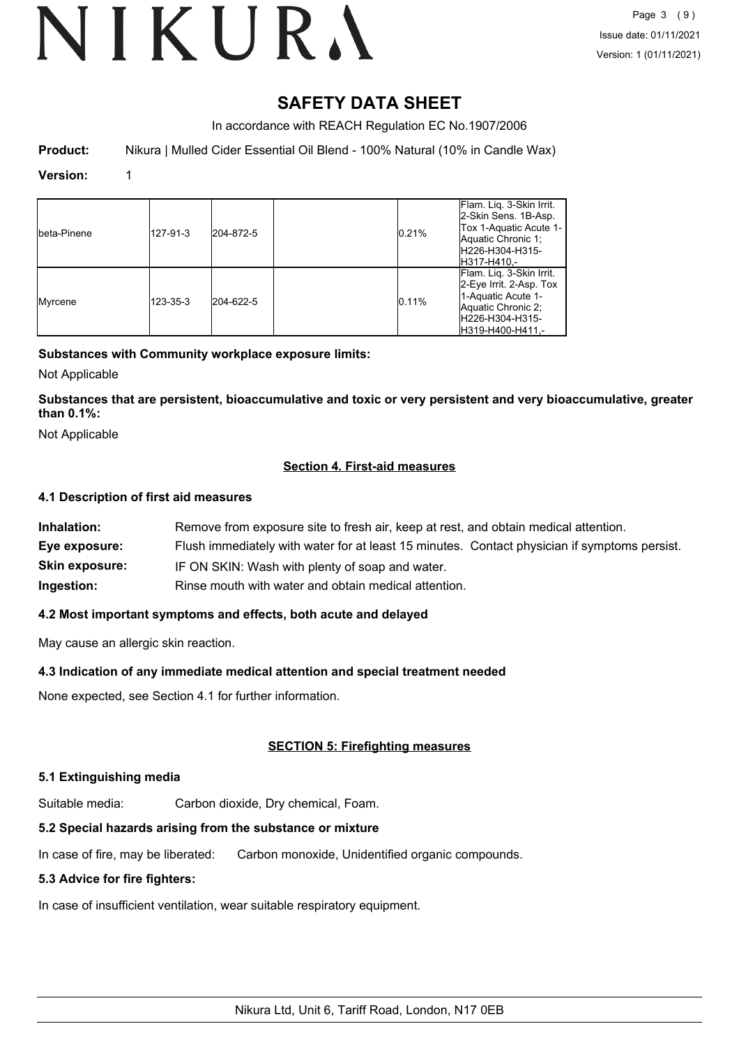# SAFETY DATA SHEET

In accordance with REACH Regulation EC No.1907/2006

**Product:** Nikura | Mulled Cider Essential Oil Blend - 100% Natural (10% in Candle Wax)

**Version:** 1

| | | | | | |
|---|---|---|---|---|---|
| beta-Pinene | 127-91-3 | 204-872-5 | | 0.21% | Flam. Liq. 3-Skin Irrit. 2-Skin Sens. 1B-Asp. Tox 1-Aquatic Acute 1-Aquatic Chronic 1; H226-H304-H315-H317-H410,- |
| Myrcene | 123-35-3 | 204-622-5 | | 0.11% | Flam. Liq. 3-Skin Irrit. 2-Eye Irrit. 2-Asp. Tox 1-Aquatic Acute 1-Aquatic Chronic 2; H226-H304-H315-H319-H400-H411,- |

**Substances with Community workplace exposure limits:**

Not Applicable

**Substances that are persistent, bioaccumulative and toxic or very persistent and very bioaccumulative, greater than 0.1%:**

Not Applicable

## Section 4. First-aid measures

### 4.1 Description of first aid measures

**Inhalation:** Remove from exposure site to fresh air, keep at rest, and obtain medical attention.

**Eye exposure:** Flush immediately with water for at least 15 minutes. Contact physician if symptoms persist.

**Skin exposure:** IF ON SKIN: Wash with plenty of soap and water.

**Ingestion:** Rinse mouth with water and obtain medical attention.

### 4.2 Most important symptoms and effects, both acute and delayed

May cause an allergic skin reaction.

### 4.3 Indication of any immediate medical attention and special treatment needed

None expected, see Section 4.1 for further information.

## SECTION 5: Firefighting measures

### 5.1 Extinguishing media

Suitable media: Carbon dioxide, Dry chemical, Foam.

### 5.2 Special hazards arising from the substance or mixture

In case of fire, may be liberated: Carbon monoxide, Unidentified organic compounds.

### 5.3 Advice for fire fighters:

In case of insufficient ventilation, wear suitable respiratory equipment.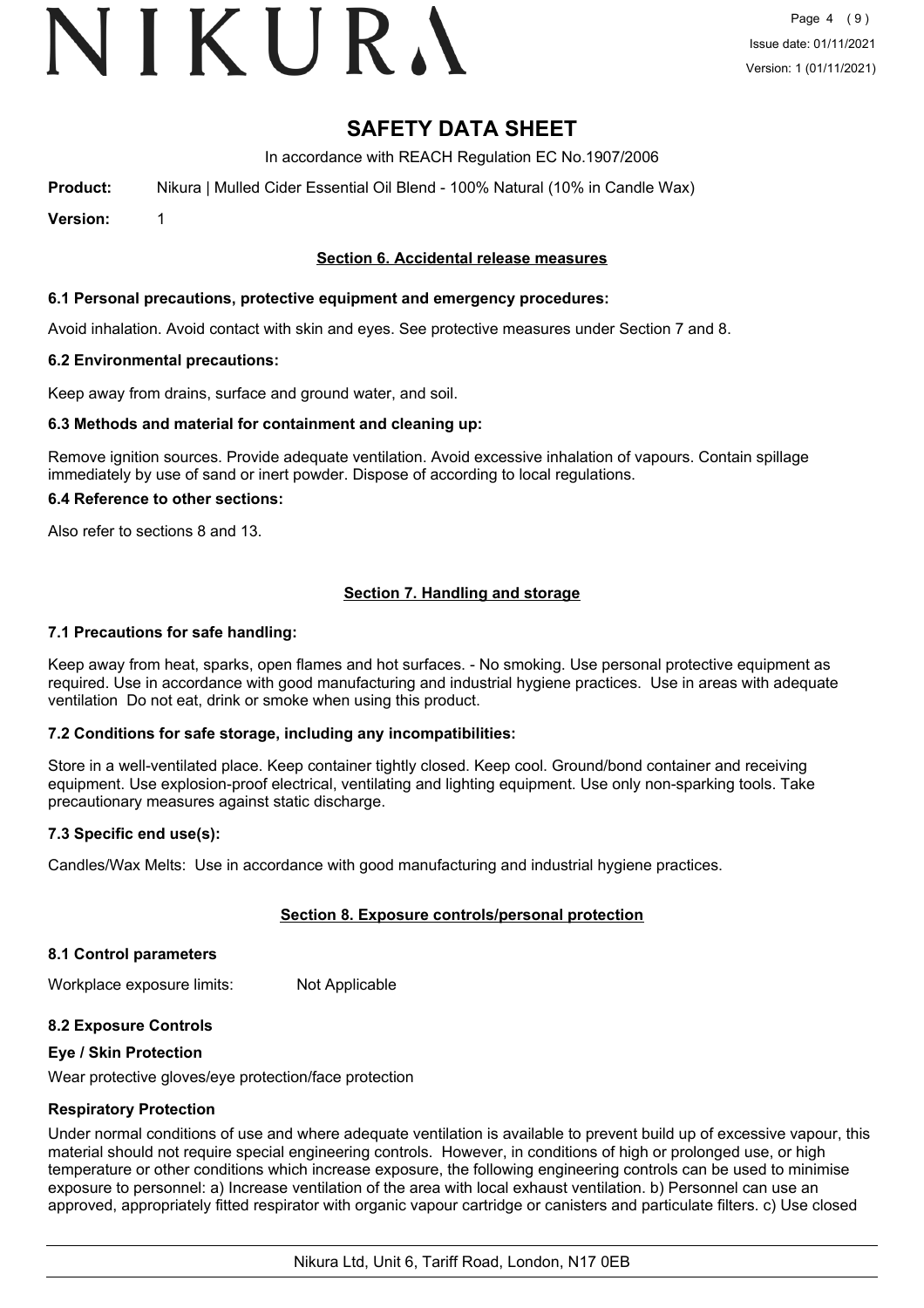# SAFETY DATA SHEET

In accordance with REACH Regulation EC No.1907/2006

**Product:** Nikura | Mulled Cider Essential Oil Blend - 100% Natural (10% in Candle Wax)

**Version:** 1

## Section 6. Accidental release measures

### 6.1 Personal precautions, protective equipment and emergency procedures:

Avoid inhalation. Avoid contact with skin and eyes. See protective measures under Section 7 and 8.

### 6.2 Environmental precautions:

Keep away from drains, surface and ground water, and soil.

### 6.3 Methods and material for containment and cleaning up:

Remove ignition sources. Provide adequate ventilation. Avoid excessive inhalation of vapours. Contain spillage immediately by use of sand or inert powder. Dispose of according to local regulations.

### 6.4 Reference to other sections:

Also refer to sections 8 and 13.

## Section 7. Handling and storage

### 7.1 Precautions for safe handling:

Keep away from heat, sparks, open flames and hot surfaces. - No smoking. Use personal protective equipment as required. Use in accordance with good manufacturing and industrial hygiene practices. Use in areas with adequate ventilation Do not eat, drink or smoke when using this product.

### 7.2 Conditions for safe storage, including any incompatibilities:

Store in a well-ventilated place. Keep container tightly closed. Keep cool. Ground/bond container and receiving equipment. Use explosion-proof electrical, ventilating and lighting equipment. Use only non-sparking tools. Take precautionary measures against static discharge.

### 7.3 Specific end use(s):

Candles/Wax Melts: Use in accordance with good manufacturing and industrial hygiene practices.

## Section 8. Exposure controls/personal protection

### 8.1 Control parameters

Workplace exposure limits: Not Applicable

### 8.2 Exposure Controls

**Eye / Skin Protection**

Wear protective gloves/eye protection/face protection

**Respiratory Protection**

Under normal conditions of use and where adequate ventilation is available to prevent build up of excessive vapour, this material should not require special engineering controls. However, in conditions of high or prolonged use, or high temperature or other conditions which increase exposure, the following engineering controls can be used to minimise exposure to personnel: a) Increase ventilation of the area with local exhaust ventilation. b) Personnel can use an approved, appropriately fitted respirator with organic vapour cartridge or canisters and particulate filters. c) Use closed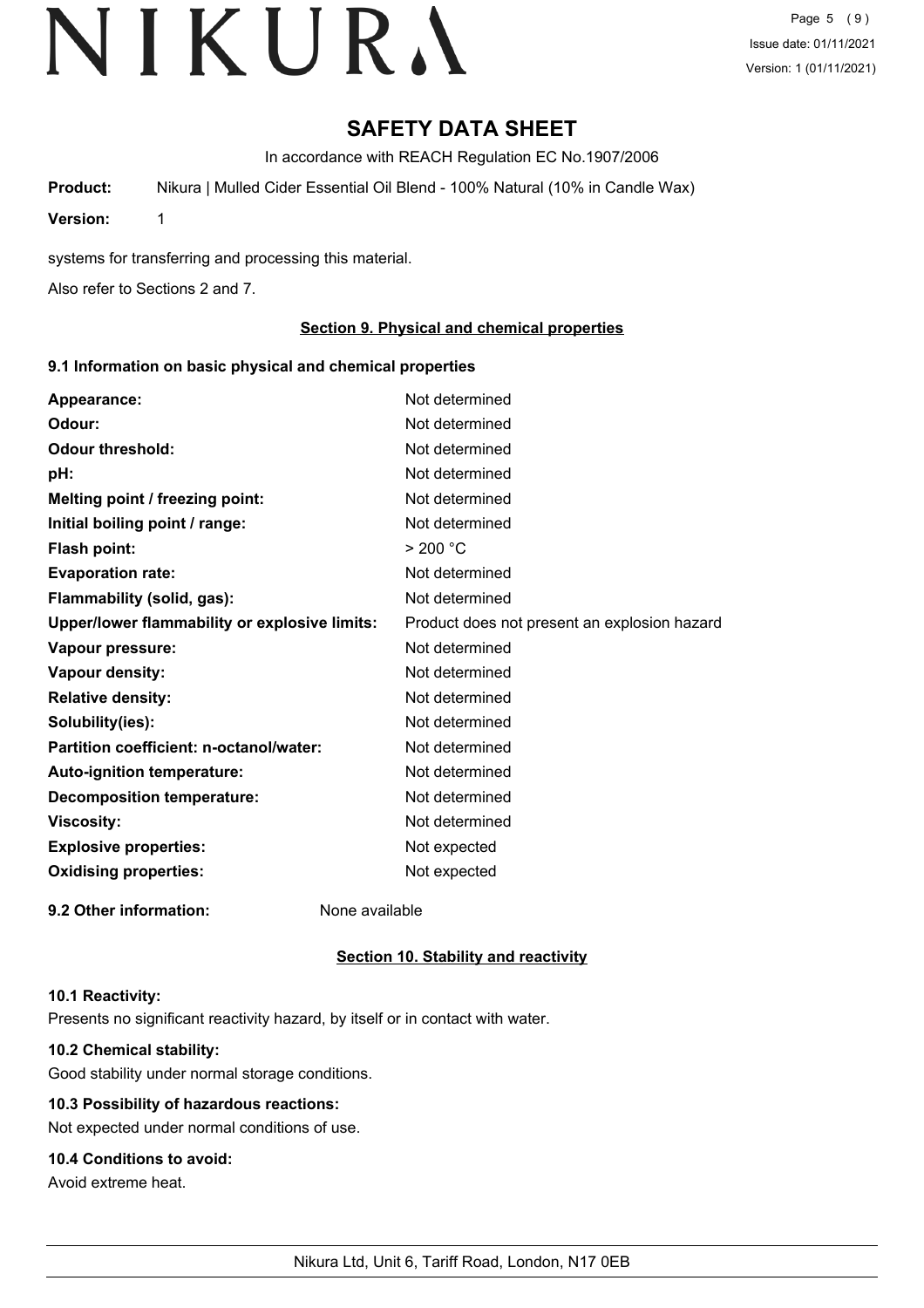# SAFETY DATA SHEET

In accordance with REACH Regulation EC No.1907/2006

**Product:** Nikura | Mulled Cider Essential Oil Blend - 100% Natural (10% in Candle Wax)

**Version:** 1

systems for transferring and processing this material.

Also refer to Sections 2 and 7.

## Section 9. Physical and chemical properties

### 9.1 Information on basic physical and chemical properties

| Property | Value |
|---|---|
| **Appearance:** | Not determined |
| **Odour:** | Not determined |
| **Odour threshold:** | Not determined |
| **pH:** | Not determined |
| **Melting point / freezing point:** | Not determined |
| **Initial boiling point / range:** | Not determined |
| **Flash point:** | > 200 °C |
| **Evaporation rate:** | Not determined |
| **Flammability (solid, gas):** | Not determined |
| **Upper/lower flammability or explosive limits:** | Product does not present an explosion hazard |
| **Vapour pressure:** | Not determined |
| **Vapour density:** | Not determined |
| **Relative density:** | Not determined |
| **Solubility(ies):** | Not determined |
| **Partition coefficient: n-octanol/water:** | Not determined |
| **Auto-ignition temperature:** | Not determined |
| **Decomposition temperature:** | Not determined |
| **Viscosity:** | Not determined |
| **Explosive properties:** | Not expected |
| **Oxidising properties:** | Not expected |

**9.2 Other information:** None available

## Section 10. Stability and reactivity

### 10.1 Reactivity:

Presents no significant reactivity hazard, by itself or in contact with water.

### 10.2 Chemical stability:

Good stability under normal storage conditions.

### 10.3 Possibility of hazardous reactions:

Not expected under normal conditions of use.

### 10.4 Conditions to avoid:

Avoid extreme heat.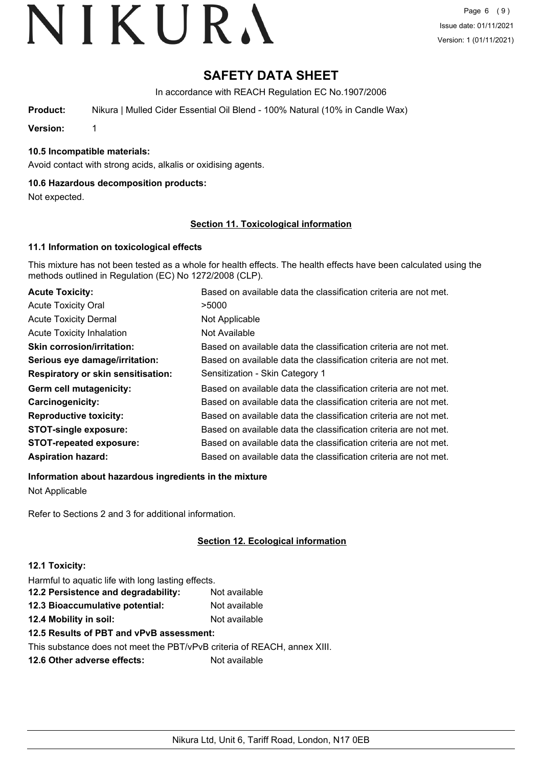# SAFETY DATA SHEET

In accordance with REACH Regulation EC No.1907/2006

**Product:** Nikura | Mulled Cider Essential Oil Blend - 100% Natural (10% in Candle Wax)

**Version:** 1

### 10.5 Incompatible materials:

Avoid contact with strong acids, alkalis or oxidising agents.

### 10.6 Hazardous decomposition products:

Not expected.

## Section 11. Toxicological information

### 11.1 Information on toxicological effects

This mixture has not been tested as a whole for health effects. The health effects have been calculated using the methods outlined in Regulation (EC) No 1272/2008 (CLP).

| | |
|---|---|
| **Acute Toxicity:** | Based on available data the classification criteria are not met. |
| Acute Toxicity Oral | >5000 |
| Acute Toxicity Dermal | Not Applicable |
| Acute Toxicity Inhalation | Not Available |
| **Skin corrosion/irritation:** | Based on available data the classification criteria are not met. |
| **Serious eye damage/irritation:** | Based on available data the classification criteria are not met. |
| **Respiratory or skin sensitisation:** | Sensitization - Skin Category 1 |
| **Germ cell mutagenicity:** | Based on available data the classification criteria are not met. |
| **Carcinogenicity:** | Based on available data the classification criteria are not met. |
| **Reproductive toxicity:** | Based on available data the classification criteria are not met. |
| **STOT-single exposure:** | Based on available data the classification criteria are not met. |
| **STOT-repeated exposure:** | Based on available data the classification criteria are not met. |
| **Aspiration hazard:** | Based on available data the classification criteria are not met. |

**Information about hazardous ingredients in the mixture**

Not Applicable

Refer to Sections 2 and 3 for additional information.

## Section 12. Ecological information

### 12.1 Toxicity:

Harmful to aquatic life with long lasting effects.

| | |
|---|---|
| **12.2 Persistence and degradability:** | Not available |
| **12.3 Bioaccumulative potential:** | Not available |
| **12.4 Mobility in soil:** | Not available |

### 12.5 Results of PBT and vPvB assessment:

This substance does not meet the PBT/vPvB criteria of REACH, annex XIII.

**12.6 Other adverse effects:** Not available

Nikura Ltd, Unit 6, Tariff Road, London, N17 0EB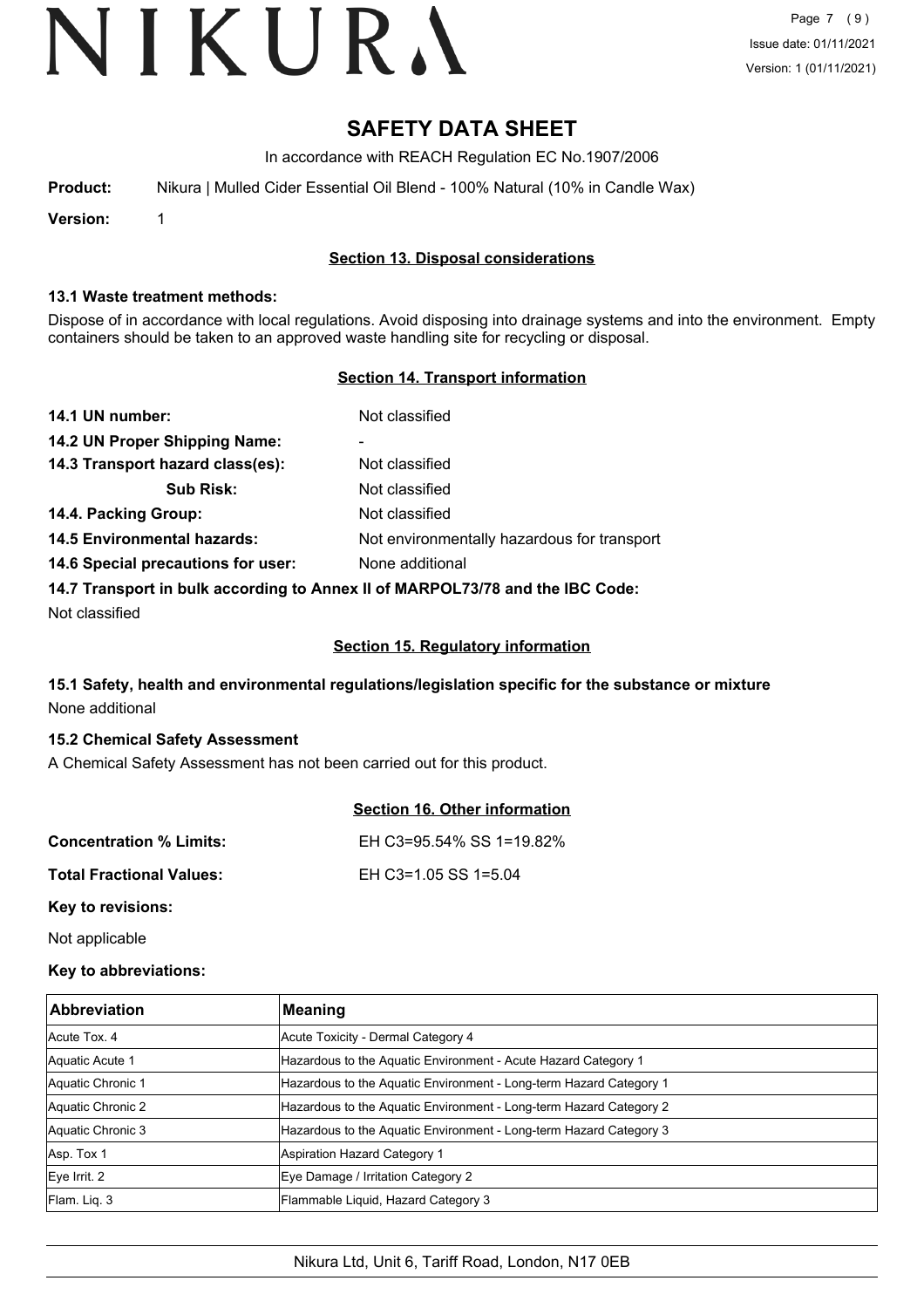# SAFETY DATA SHEET

In accordance with REACH Regulation EC No.1907/2006

**Product:** Nikura | Mulled Cider Essential Oil Blend - 100% Natural (10% in Candle Wax)

**Version:** 1

## Section 13. Disposal considerations

### 13.1 Waste treatment methods:

Dispose of in accordance with local regulations. Avoid disposing into drainage systems and into the environment. Empty containers should be taken to an approved waste handling site for recycling or disposal.

## Section 14. Transport information

**14.1 UN number:** Not classified

**14.2 UN Proper Shipping Name:** -

**14.3 Transport hazard class(es):** Not classified

**Sub Risk:** Not classified

**14.4. Packing Group:** Not classified

**14.5 Environmental hazards:** Not environmentally hazardous for transport

**14.6 Special precautions for user:** None additional

**14.7 Transport in bulk according to Annex II of MARPOL73/78 and the IBC Code:**

Not classified

## Section 15. Regulatory information

### 15.1 Safety, health and environmental regulations/legislation specific for the substance or mixture

None additional

### 15.2 Chemical Safety Assessment

A Chemical Safety Assessment has not been carried out for this product.

## Section 16. Other information

**Concentration % Limits:** EH C3=95.54% SS 1=19.82%

**Total Fractional Values:** EH C3=1.05 SS 1=5.04

**Key to revisions:**

Not applicable

**Key to abbreviations:**

| Abbreviation | Meaning |
|---|---|
| Acute Tox. 4 | Acute Toxicity - Dermal Category 4 |
| Aquatic Acute 1 | Hazardous to the Aquatic Environment - Acute Hazard Category 1 |
| Aquatic Chronic 1 | Hazardous to the Aquatic Environment - Long-term Hazard Category 1 |
| Aquatic Chronic 2 | Hazardous to the Aquatic Environment - Long-term Hazard Category 2 |
| Aquatic Chronic 3 | Hazardous to the Aquatic Environment - Long-term Hazard Category 3 |
| Asp. Tox 1 | Aspiration Hazard Category 1 |
| Eye Irrit. 2 | Eye Damage / Irritation Category 2 |
| Flam. Liq. 3 | Flammable Liquid, Hazard Category 3 |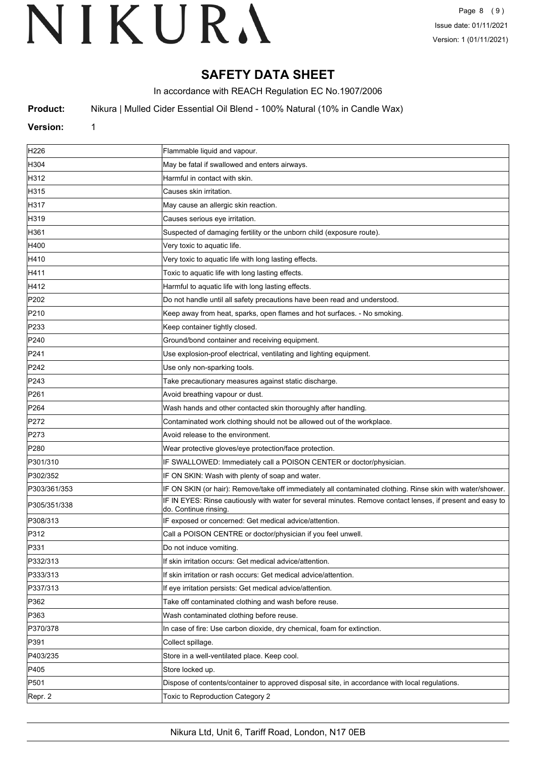# SAFETY DATA SHEET

In accordance with REACH Regulation EC No.1907/2006

**Product:** Nikura | Mulled Cider Essential Oil Blend - 100% Natural (10% in Candle Wax)

**Version:** 1

| | |
|---|---|
| H226 | Flammable liquid and vapour. |
| H304 | May be fatal if swallowed and enters airways. |
| H312 | Harmful in contact with skin. |
| H315 | Causes skin irritation. |
| H317 | May cause an allergic skin reaction. |
| H319 | Causes serious eye irritation. |
| H361 | Suspected of damaging fertility or the unborn child (exposure route). |
| H400 | Very toxic to aquatic life. |
| H410 | Very toxic to aquatic life with long lasting effects. |
| H411 | Toxic to aquatic life with long lasting effects. |
| H412 | Harmful to aquatic life with long lasting effects. |
| P202 | Do not handle until all safety precautions have been read and understood. |
| P210 | Keep away from heat, sparks, open flames and hot surfaces. - No smoking. |
| P233 | Keep container tightly closed. |
| P240 | Ground/bond container and receiving equipment. |
| P241 | Use explosion-proof electrical, ventilating and lighting equipment. |
| P242 | Use only non-sparking tools. |
| P243 | Take precautionary measures against static discharge. |
| P261 | Avoid breathing vapour or dust. |
| P264 | Wash hands and other contacted skin thoroughly after handling. |
| P272 | Contaminated work clothing should not be allowed out of the workplace. |
| P273 | Avoid release to the environment. |
| P280 | Wear protective gloves/eye protection/face protection. |
| P301/310 | IF SWALLOWED: Immediately call a POISON CENTER or doctor/physician. |
| P302/352 | IF ON SKIN: Wash with plenty of soap and water. |
| P303/361/353 | IF ON SKIN (or hair): Remove/take off immediately all contaminated clothing. Rinse skin with water/shower. |
| P305/351/338 | IF IN EYES: Rinse cautiously with water for several minutes. Remove contact lenses, if present and easy to do. Continue rinsing. |
| P308/313 | IF exposed or concerned: Get medical advice/attention. |
| P312 | Call a POISON CENTRE or doctor/physician if you feel unwell. |
| P331 | Do not induce vomiting. |
| P332/313 | If skin irritation occurs: Get medical advice/attention. |
| P333/313 | If skin irritation or rash occurs: Get medical advice/attention. |
| P337/313 | If eye irritation persists: Get medical advice/attention. |
| P362 | Take off contaminated clothing and wash before reuse. |
| P363 | Wash contaminated clothing before reuse. |
| P370/378 | In case of fire: Use carbon dioxide, dry chemical, foam for extinction. |
| P391 | Collect spillage. |
| P403/235 | Store in a well-ventilated place. Keep cool. |
| P405 | Store locked up. |
| P501 | Dispose of contents/container to approved disposal site, in accordance with local regulations. |
| Repr. 2 | Toxic to Reproduction Category 2 |

Nikura Ltd, Unit 6, Tariff Road, London, N17 0EB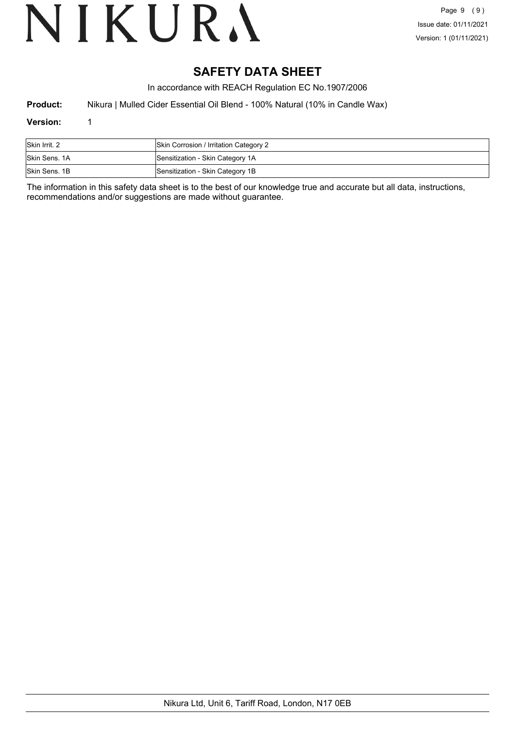## SAFETY DATA SHEET

In accordance with REACH Regulation EC No.1907/2006

**Product:** Nikura | Mulled Cider Essential Oil Blend - 100% Natural (10% in Candle Wax)

**Version:** 1

| | |
|---|---|
| Skin Irrit. 2 | Skin Corrosion / Irritation Category 2 |
| Skin Sens. 1A | Sensitization - Skin Category 1A |
| Skin Sens. 1B | Sensitization - Skin Category 1B |

The information in this safety data sheet is to the best of our knowledge true and accurate but all data, instructions, recommendations and/or suggestions are made without guarantee.